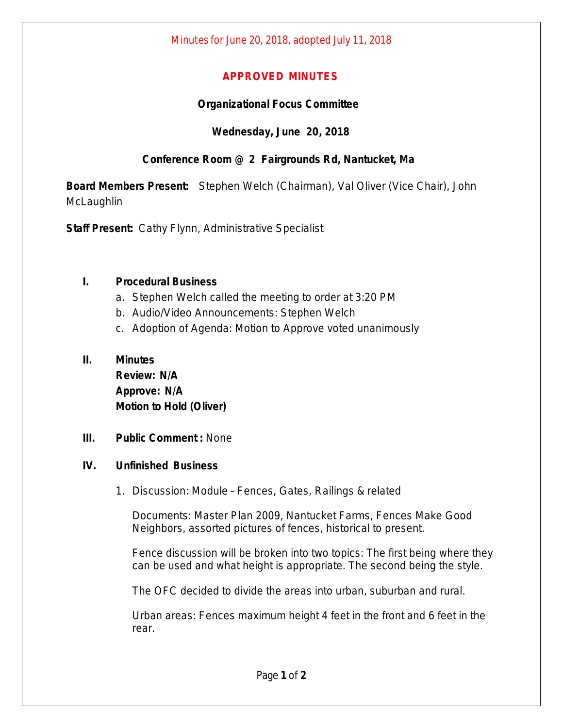Minutes for June 20, 2018, adopted July 11, 2018

# APPROVED MINUTES

## Organizational Focus Committee

## Wednesday, June 20, 2018

## Conference Room @ 2 Fairgrounds Rd, Nantucket, Ma

**Board Members Present:** Stephen Welch (Chairman), Val Oliver (Vice Chair), John McLaughlin

**Staff Present:** Cathy Flynn, Administrative Specialist

**I. Procedural Business**

a. Stephen Welch called the meeting to order at 3:20 PM
b. Audio/Video Announcements: Stephen Welch
c. Adoption of Agenda: Motion to Approve voted unanimously

**II. Minutes**
**Review: N/A**
**Approve: N/A**
**Motion to Hold (Oliver)**

**III. Public Comment :** None

**IV. Unfinished Business**

1. Discussion: Module – Fences, Gates, Railings & related

   Documents: Master Plan 2009, Nantucket Farms, Fences Make Good Neighbors, assorted pictures of fences, historical to present.

   Fence discussion will be broken into two topics: The first being where they can be used and what height is appropriate. The second being the style.

   The OFC decided to divide the areas into urban, suburban and rural.

   Urban areas: Fences maximum height 4 feet in the front and 6 feet in the rear.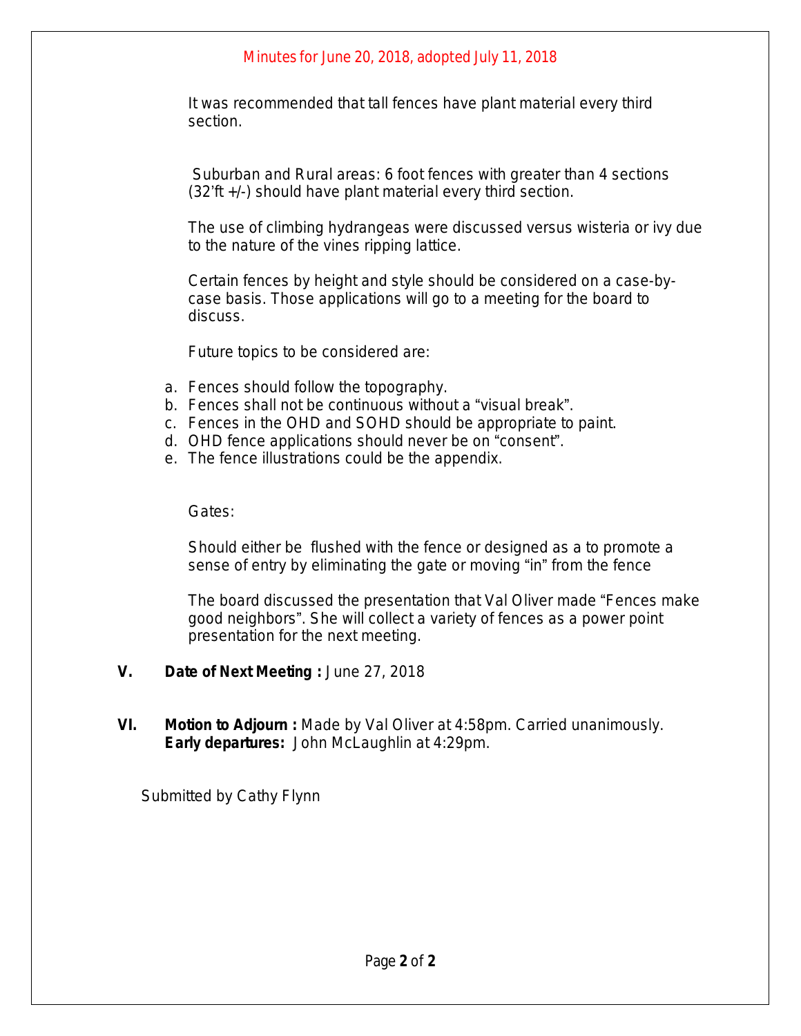It was recommended that tall fences have plant material every third section.

Suburban and Rural areas: 6 foot fences with greater than 4 sections (32'ft +/-) should have plant material every third section.

The use of climbing hydrangeas were discussed versus wisteria or ivy due to the nature of the vines ripping lattice.

Certain fences by height and style should be considered on a case-by-case basis. Those applications will go to a meeting for the board to discuss.

Future topics to be considered are:

a. Fences should follow the topography.
b. Fences shall not be continuous without a "visual break".
c. Fences in the OHD and SOHD should be appropriate to paint.
d. OHD fence applications should never be on "consent".
e. The fence illustrations could be the appendix.

Gates:

Should either be flushed with the fence or designed as a to promote a sense of entry by eliminating the gate or moving "in" from the fence

The board discussed the presentation that Val Oliver made "Fences make good neighbors". She will collect a variety of fences as a power point presentation for the next meeting.

**V. Date of Next Meeting :** June 27, 2018

**VI. Motion to Adjourn :** Made by Val Oliver at 4:58pm. Carried unanimously.
**Early departures:** John McLaughlin at 4:29pm.

Submitted by Cathy Flynn